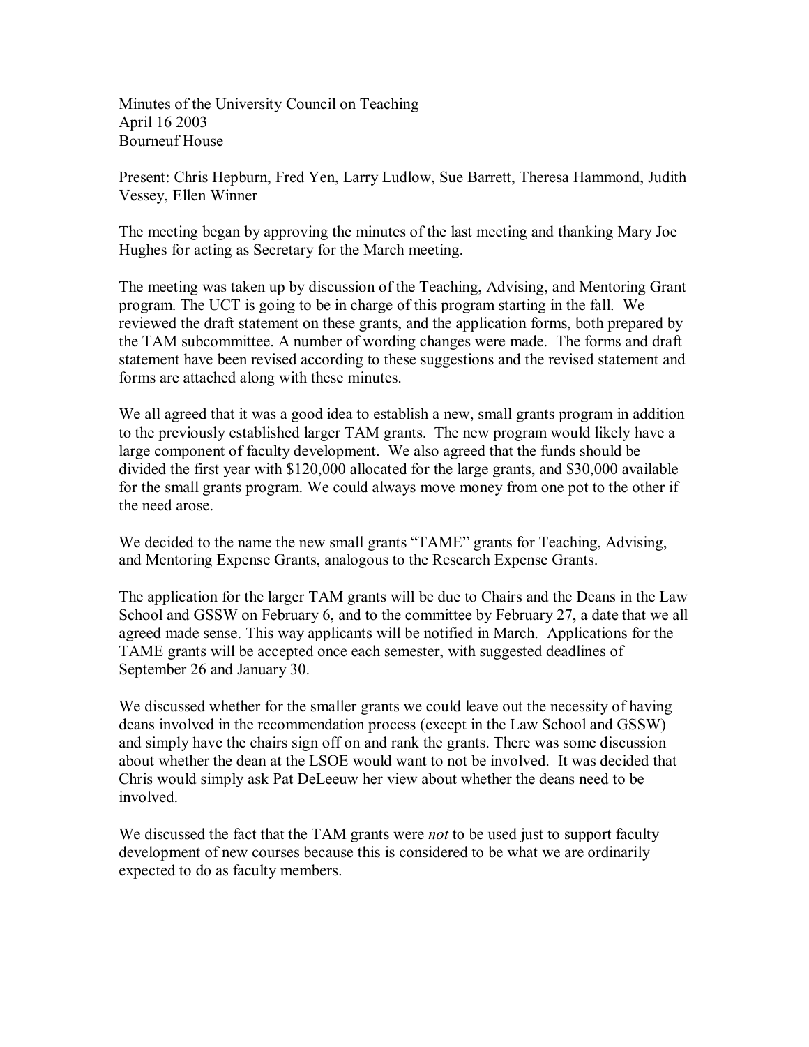Minutes of the University Council on Teaching
April 16 2003
Bourneuf House

Present: Chris Hepburn, Fred Yen, Larry Ludlow, Sue Barrett, Theresa Hammond, Judith Vessey, Ellen Winner

The meeting began by approving the minutes of the last meeting and thanking Mary Joe Hughes for acting as Secretary for the March meeting.

The meeting was taken up by discussion of the Teaching, Advising, and Mentoring Grant program. The UCT is going to be in charge of this program starting in the fall. We reviewed the draft statement on these grants, and the application forms, both prepared by the TAM subcommittee. A number of wording changes were made. The forms and draft statement have been revised according to these suggestions and the revised statement and forms are attached along with these minutes.

We all agreed that it was a good idea to establish a new, small grants program in addition to the previously established larger TAM grants. The new program would likely have a large component of faculty development. We also agreed that the funds should be divided the first year with $120,000 allocated for the large grants, and $30,000 available for the small grants program. We could always move money from one pot to the other if the need arose.

We decided to the name the new small grants "TAME" grants for Teaching, Advising, and Mentoring Expense Grants, analogous to the Research Expense Grants.

The application for the larger TAM grants will be due to Chairs and the Deans in the Law School and GSSW on February 6, and to the committee by February 27, a date that we all agreed made sense. This way applicants will be notified in March. Applications for the TAME grants will be accepted once each semester, with suggested deadlines of September 26 and January 30.

We discussed whether for the smaller grants we could leave out the necessity of having deans involved in the recommendation process (except in the Law School and GSSW) and simply have the chairs sign off on and rank the grants. There was some discussion about whether the dean at the LSOE would want to not be involved. It was decided that Chris would simply ask Pat DeLeeuw her view about whether the deans need to be involved.

We discussed the fact that the TAM grants were *not* to be used just to support faculty development of new courses because this is considered to be what we are ordinarily expected to do as faculty members.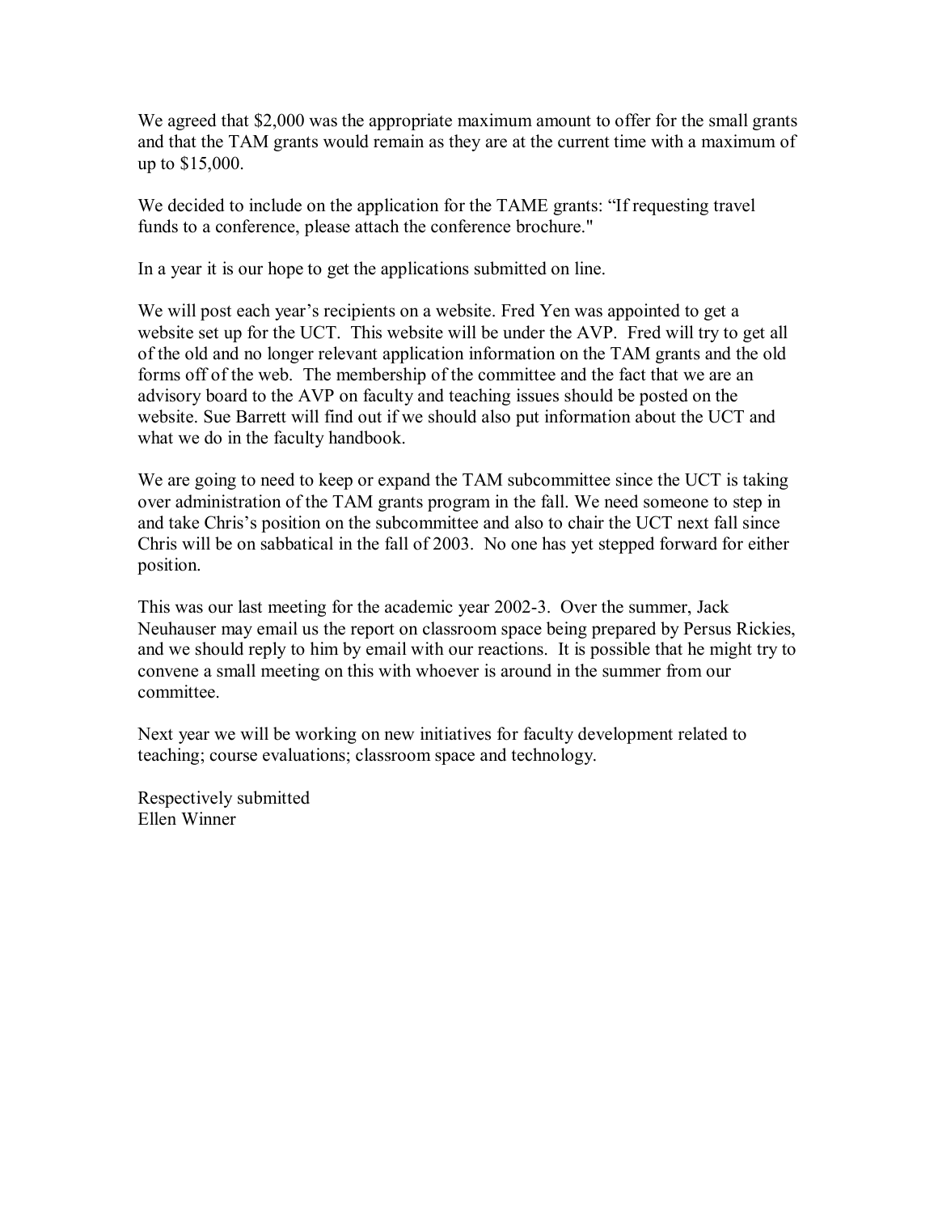We agreed that $2,000 was the appropriate maximum amount to offer for the small grants and that the TAM grants would remain as they are at the current time with a maximum of up to $15,000.

We decided to include on the application for the TAME grants: "If requesting travel funds to a conference, please attach the conference brochure."

In a year it is our hope to get the applications submitted on line.

We will post each year's recipients on a website. Fred Yen was appointed to get a website set up for the UCT. This website will be under the AVP. Fred will try to get all of the old and no longer relevant application information on the TAM grants and the old forms off of the web. The membership of the committee and the fact that we are an advisory board to the AVP on faculty and teaching issues should be posted on the website. Sue Barrett will find out if we should also put information about the UCT and what we do in the faculty handbook.

We are going to need to keep or expand the TAM subcommittee since the UCT is taking over administration of the TAM grants program in the fall. We need someone to step in and take Chris's position on the subcommittee and also to chair the UCT next fall since Chris will be on sabbatical in the fall of 2003. No one has yet stepped forward for either position.

This was our last meeting for the academic year 2002-3. Over the summer, Jack Neuhauser may email us the report on classroom space being prepared by Persus Rickies, and we should reply to him by email with our reactions. It is possible that he might try to convene a small meeting on this with whoever is around in the summer from our committee.

Next year we will be working on new initiatives for faculty development related to teaching; course evaluations; classroom space and technology.

Respectively submitted  
Ellen Winner